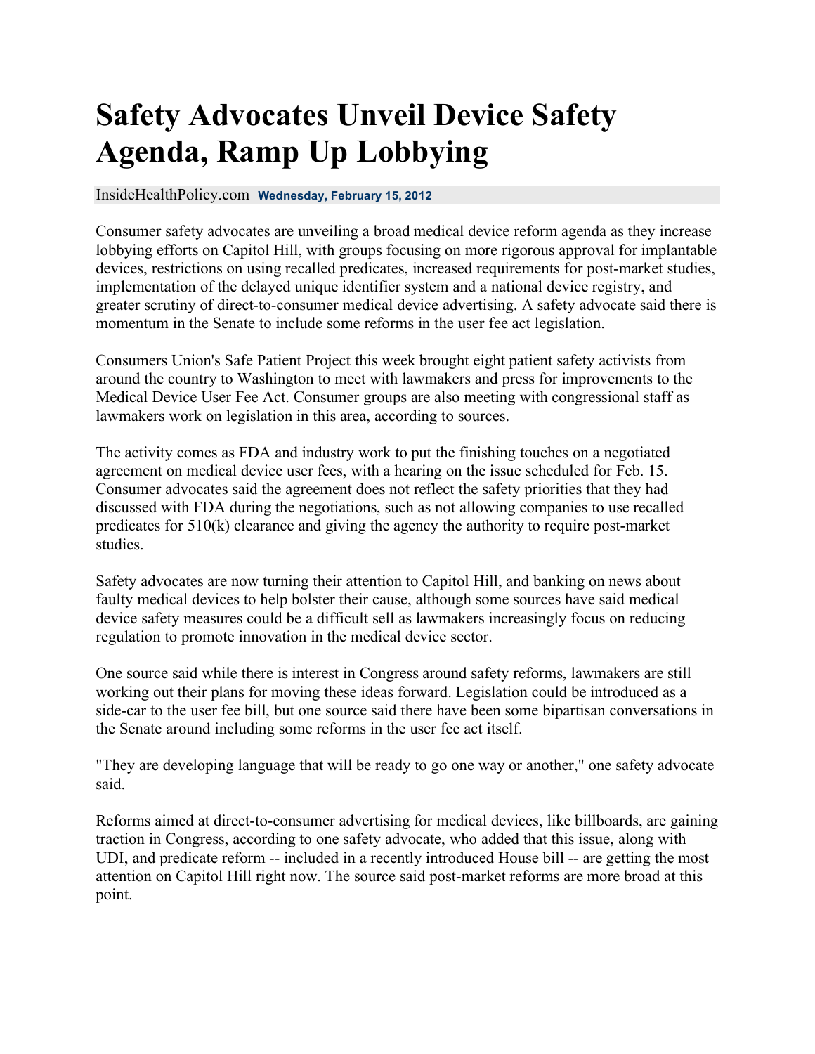# Safety Advocates Unveil Device Safety Agenda, Ramp Up Lobbying

InsideHealthPolicy.com **Wednesday, February 15, 2012**

Consumer safety advocates are unveiling a broad medical device reform agenda as they increase lobbying efforts on Capitol Hill, with groups focusing on more rigorous approval for implantable devices, restrictions on using recalled predicates, increased requirements for post-market studies, implementation of the delayed unique identifier system and a national device registry, and greater scrutiny of direct-to-consumer medical device advertising. A safety advocate said there is momentum in the Senate to include some reforms in the user fee act legislation.

Consumers Union's Safe Patient Project this week brought eight patient safety activists from around the country to Washington to meet with lawmakers and press for improvements to the Medical Device User Fee Act. Consumer groups are also meeting with congressional staff as lawmakers work on legislation in this area, according to sources.

The activity comes as FDA and industry work to put the finishing touches on a negotiated agreement on medical device user fees, with a hearing on the issue scheduled for Feb. 15. Consumer advocates said the agreement does not reflect the safety priorities that they had discussed with FDA during the negotiations, such as not allowing companies to use recalled predicates for 510(k) clearance and giving the agency the authority to require post-market studies.

Safety advocates are now turning their attention to Capitol Hill, and banking on news about faulty medical devices to help bolster their cause, although some sources have said medical device safety measures could be a difficult sell as lawmakers increasingly focus on reducing regulation to promote innovation in the medical device sector.

One source said while there is interest in Congress around safety reforms, lawmakers are still working out their plans for moving these ideas forward. Legislation could be introduced as a side-car to the user fee bill, but one source said there have been some bipartisan conversations in the Senate around including some reforms in the user fee act itself.

"They are developing language that will be ready to go one way or another," one safety advocate said.

Reforms aimed at direct-to-consumer advertising for medical devices, like billboards, are gaining traction in Congress, according to one safety advocate, who added that this issue, along with UDI, and predicate reform -- included in a recently introduced House bill -- are getting the most attention on Capitol Hill right now. The source said post-market reforms are more broad at this point.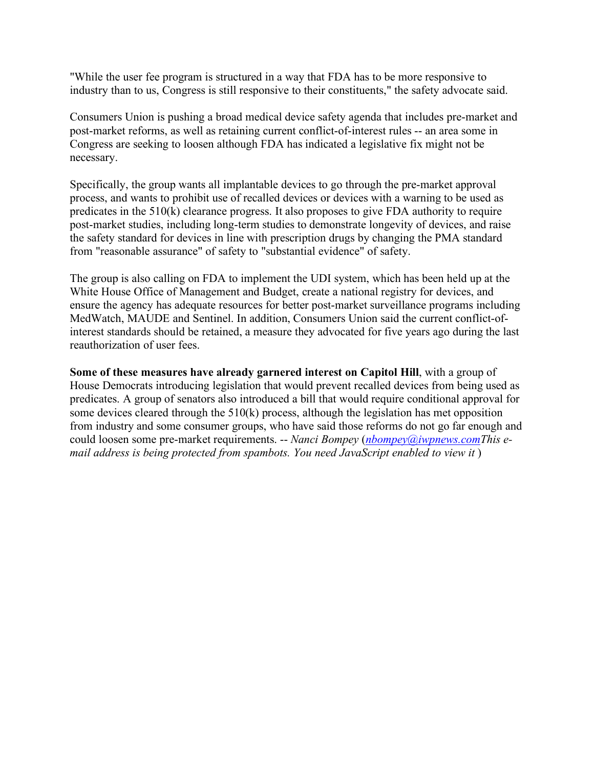"While the user fee program is structured in a way that FDA has to be more responsive to industry than to us, Congress is still responsive to their constituents," the safety advocate said.

Consumers Union is pushing a broad medical device safety agenda that includes pre-market and post-market reforms, as well as retaining current conflict-of-interest rules -- an area some in Congress are seeking to loosen although FDA has indicated a legislative fix might not be necessary.

Specifically, the group wants all implantable devices to go through the pre-market approval process, and wants to prohibit use of recalled devices or devices with a warning to be used as predicates in the 510(k) clearance progress. It also proposes to give FDA authority to require post-market studies, including long-term studies to demonstrate longevity of devices, and raise the safety standard for devices in line with prescription drugs by changing the PMA standard from "reasonable assurance" of safety to "substantial evidence" of safety.

The group is also calling on FDA to implement the UDI system, which has been held up at the White House Office of Management and Budget, create a national registry for devices, and ensure the agency has adequate resources for better post-market surveillance programs including MedWatch, MAUDE and Sentinel. In addition, Consumers Union said the current conflict-of-interest standards should be retained, a measure they advocated for five years ago during the last reauthorization of user fees.

**Some of these measures have already garnered interest on Capitol Hill**, with a group of House Democrats introducing legislation that would prevent recalled devices from being used as predicates. A group of senators also introduced a bill that would require conditional approval for some devices cleared through the 510(k) process, although the legislation has met opposition from industry and some consumer groups, who have said those reforms do not go far enough and could loosen some pre-market requirements. -- *Nanci Bompey* (*nbompey@iwpnews.comThis e-mail address is being protected from spambots. You need JavaScript enabled to view it* )